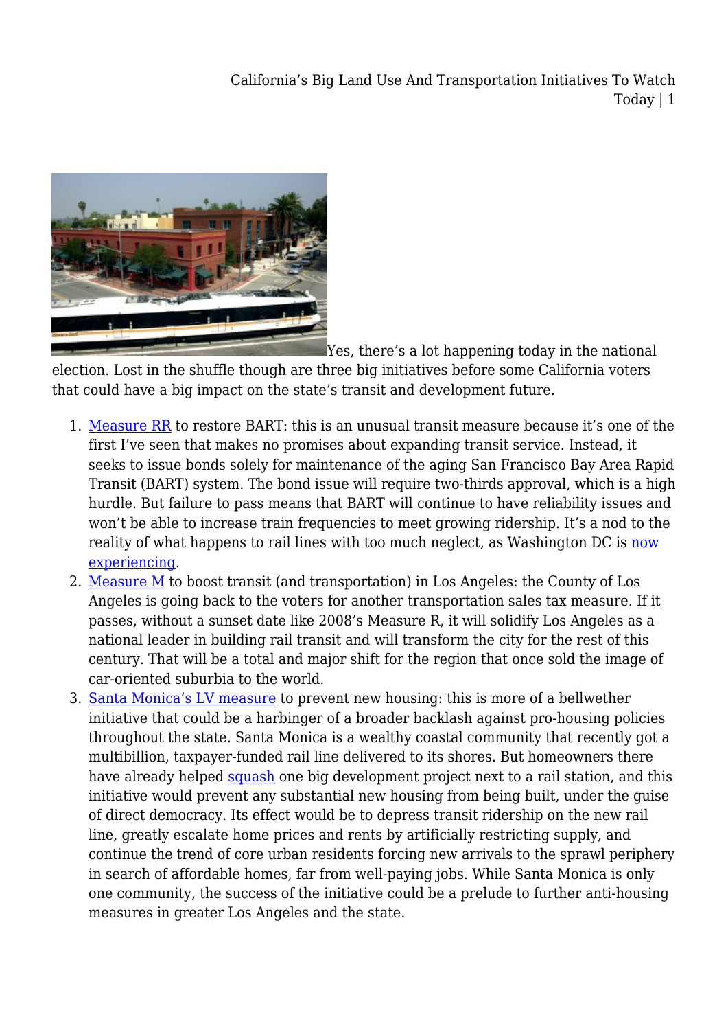Yes, there's a lot happening today in the national election. Lost in the shuffle though are three big initiatives before some California voters that could have a big impact on the state's transit and development future.

1. Measure RR to restore BART: this is an unusual transit measure because it's one of the first I've seen that makes no promises about expanding transit service. Instead, it seeks to issue bonds solely for maintenance of the aging San Francisco Bay Area Rapid Transit (BART) system. The bond issue will require two-thirds approval, which is a high hurdle. But failure to pass means that BART will continue to have reliability issues and won't be able to increase train frequencies to meet growing ridership. It's a nod to the reality of what happens to rail lines with too much neglect, as Washington DC is now experiencing.
2. Measure M to boost transit (and transportation) in Los Angeles: the County of Los Angeles is going back to the voters for another transportation sales tax measure. If it passes, without a sunset date like 2008's Measure R, it will solidify Los Angeles as a national leader in building rail transit and will transform the city for the rest of this century. That will be a total and major shift for the region that once sold the image of car-oriented suburbia to the world.
3. Santa Monica's LV measure to prevent new housing: this is more of a bellwether initiative that could be a harbinger of a broader backlash against pro-housing policies throughout the state. Santa Monica is a wealthy coastal community that recently got a multibillion, taxpayer-funded rail line delivered to its shores. But homeowners there have already helped squash one big development project next to a rail station, and this initiative would prevent any substantial new housing from being built, under the guise of direct democracy. Its effect would be to depress transit ridership on the new rail line, greatly escalate home prices and rents by artificially restricting supply, and continue the trend of core urban residents forcing new arrivals to the sprawl periphery in search of affordable homes, far from well-paying jobs. While Santa Monica is only one community, the success of the initiative could be a prelude to further anti-housing measures in greater Los Angeles and the state.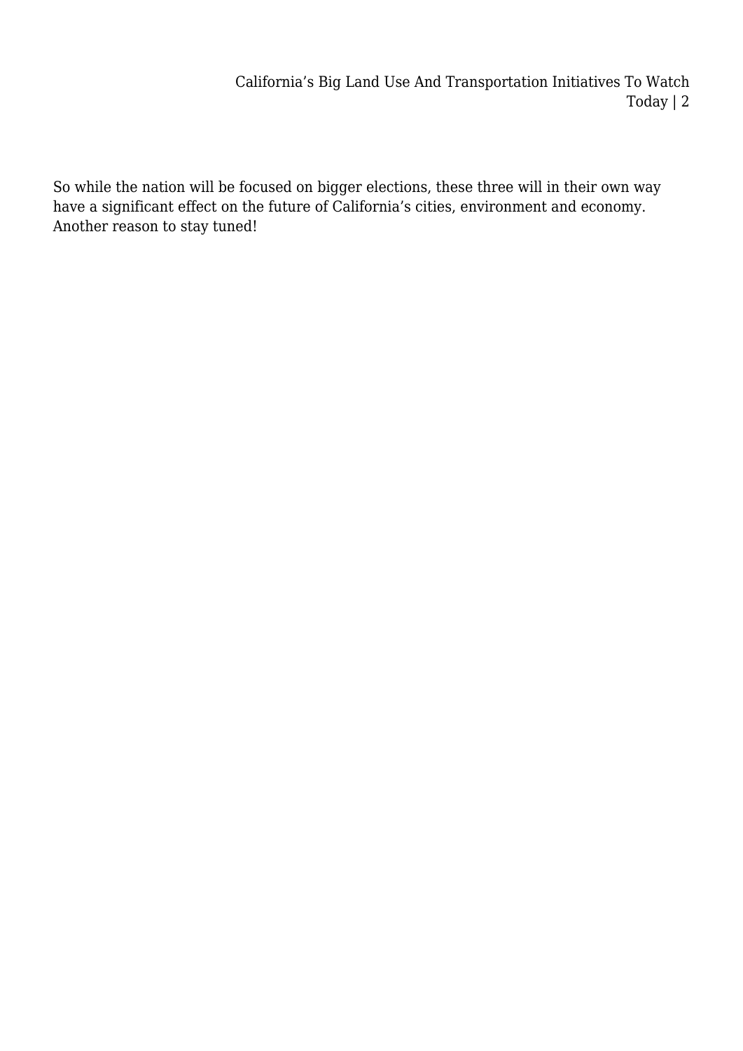So while the nation will be focused on bigger elections, these three will in their own way have a significant effect on the future of California's cities, environment and economy. Another reason to stay tuned!